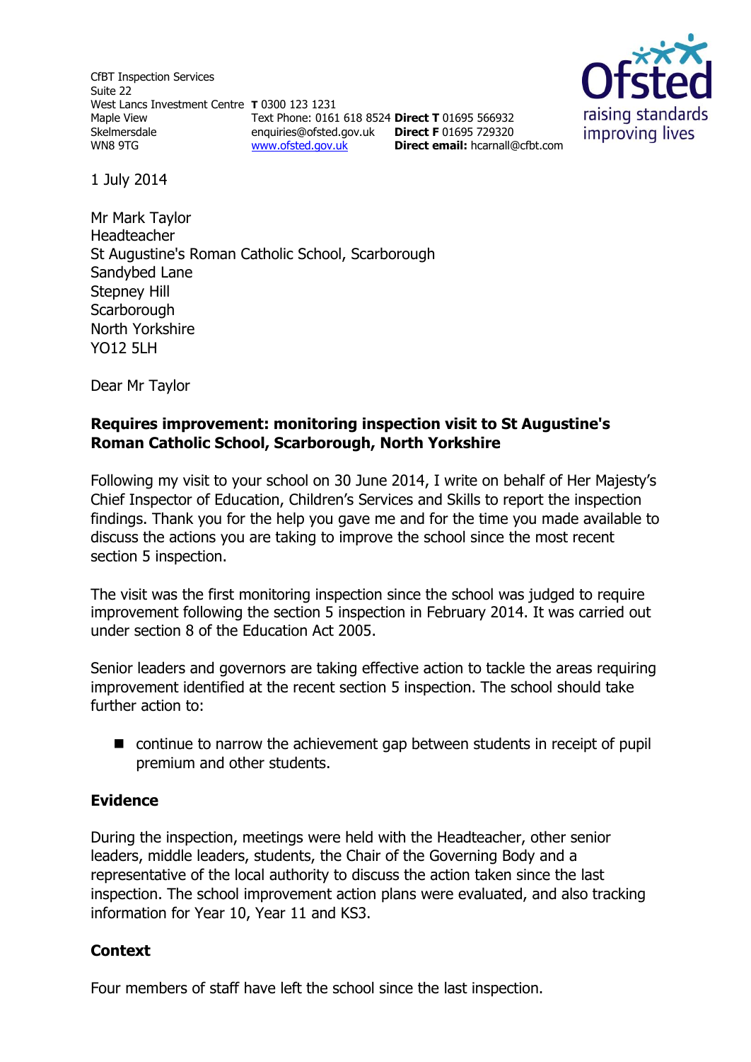CfBT Inspection Services
Suite 22
West Lancs Investment Centre
Maple View
Skelmersdale
WN8 9TG

**T** 0300 123 1231
Text Phone: 0161 618 8524
enquiries@ofsted.gov.uk
www.ofsted.gov.uk

**Direct T** 01695 566932
**Direct F** 01695 729320
**Direct email:** hcarnall@cfbt.com

1 July 2014

Mr Mark Taylor
Headteacher
St Augustine's Roman Catholic School, Scarborough
Sandybed Lane
Stepney Hill
Scarborough
North Yorkshire
YO12 5LH

Dear Mr Taylor

**Requires improvement: monitoring inspection visit to St Augustine's Roman Catholic School, Scarborough, North Yorkshire**

Following my visit to your school on 30 June 2014, I write on behalf of Her Majesty's Chief Inspector of Education, Children's Services and Skills to report the inspection findings. Thank you for the help you gave me and for the time you made available to discuss the actions you are taking to improve the school since the most recent section 5 inspection.

The visit was the first monitoring inspection since the school was judged to require improvement following the section 5 inspection in February 2014. It was carried out under section 8 of the Education Act 2005.

Senior leaders and governors are taking effective action to tackle the areas requiring improvement identified at the recent section 5 inspection. The school should take further action to:

- continue to narrow the achievement gap between students in receipt of pupil premium and other students.

## Evidence

During the inspection, meetings were held with the Headteacher, other senior leaders, middle leaders, students, the Chair of the Governing Body and a representative of the local authority to discuss the action taken since the last inspection. The school improvement action plans were evaluated, and also tracking information for Year 10, Year 11 and KS3.

## Context

Four members of staff have left the school since the last inspection.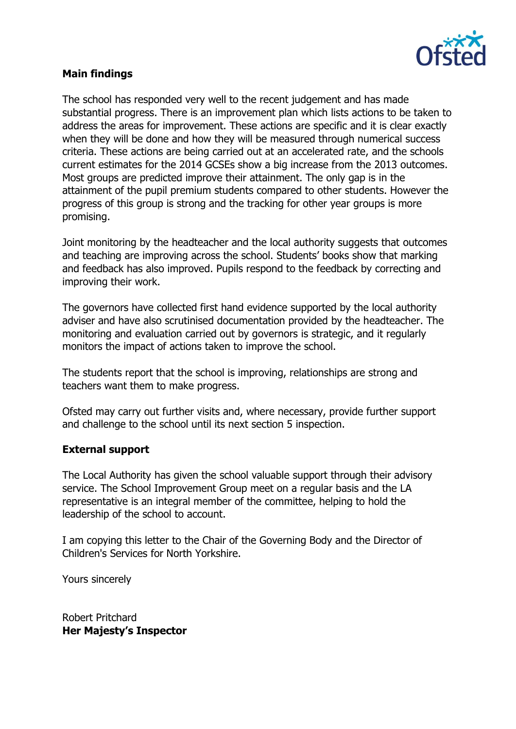## Main findings

The school has responded very well to the recent judgement and has made substantial progress. There is an improvement plan which lists actions to be taken to address the areas for improvement. These actions are specific and it is clear exactly when they will be done and how they will be measured through numerical success criteria. These actions are being carried out at an accelerated rate, and the schools current estimates for the 2014 GCSEs show a big increase from the 2013 outcomes. Most groups are predicted improve their attainment. The only gap is in the attainment of the pupil premium students compared to other students. However the progress of this group is strong and the tracking for other year groups is more promising.

Joint monitoring by the headteacher and the local authority suggests that outcomes and teaching are improving across the school. Students' books show that marking and feedback has also improved. Pupils respond to the feedback by correcting and improving their work.

The governors have collected first hand evidence supported by the local authority adviser and have also scrutinised documentation provided by the headteacher. The monitoring and evaluation carried out by governors is strategic, and it regularly monitors the impact of actions taken to improve the school.

The students report that the school is improving, relationships are strong and teachers want them to make progress.

Ofsted may carry out further visits and, where necessary, provide further support and challenge to the school until its next section 5 inspection.

## External support

The Local Authority has given the school valuable support through their advisory service. The School Improvement Group meet on a regular basis and the LA representative is an integral member of the committee, helping to hold the leadership of the school to account.

I am copying this letter to the Chair of the Governing Body and the Director of Children's Services for North Yorkshire.

Yours sincerely

Robert Pritchard
**Her Majesty's Inspector**